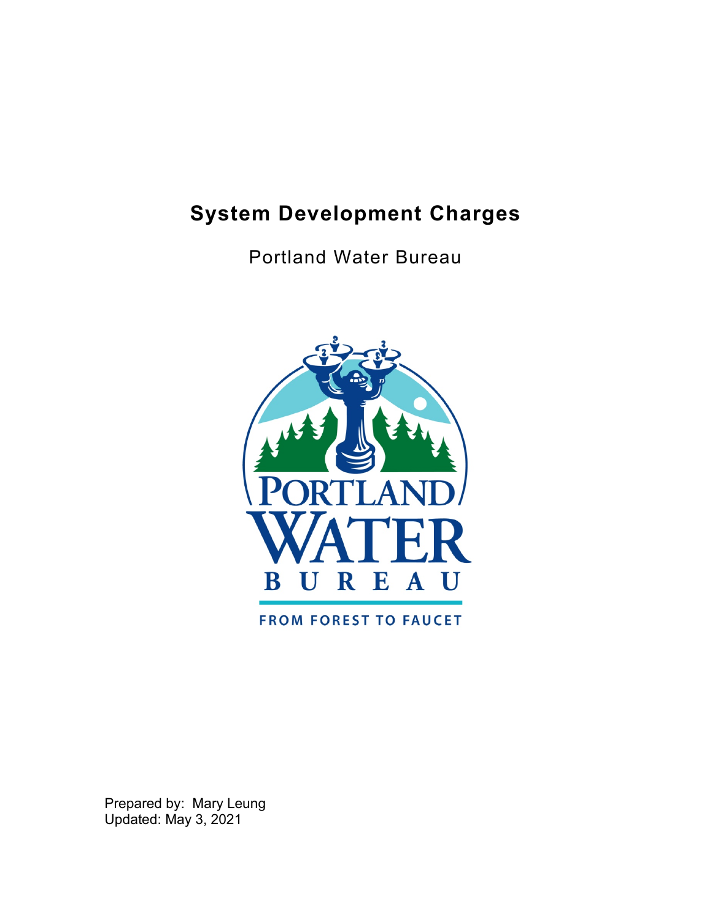# System Development Charges

Portland Water Bureau

Prepared by: Mary Leung
Updated: May 3, 2021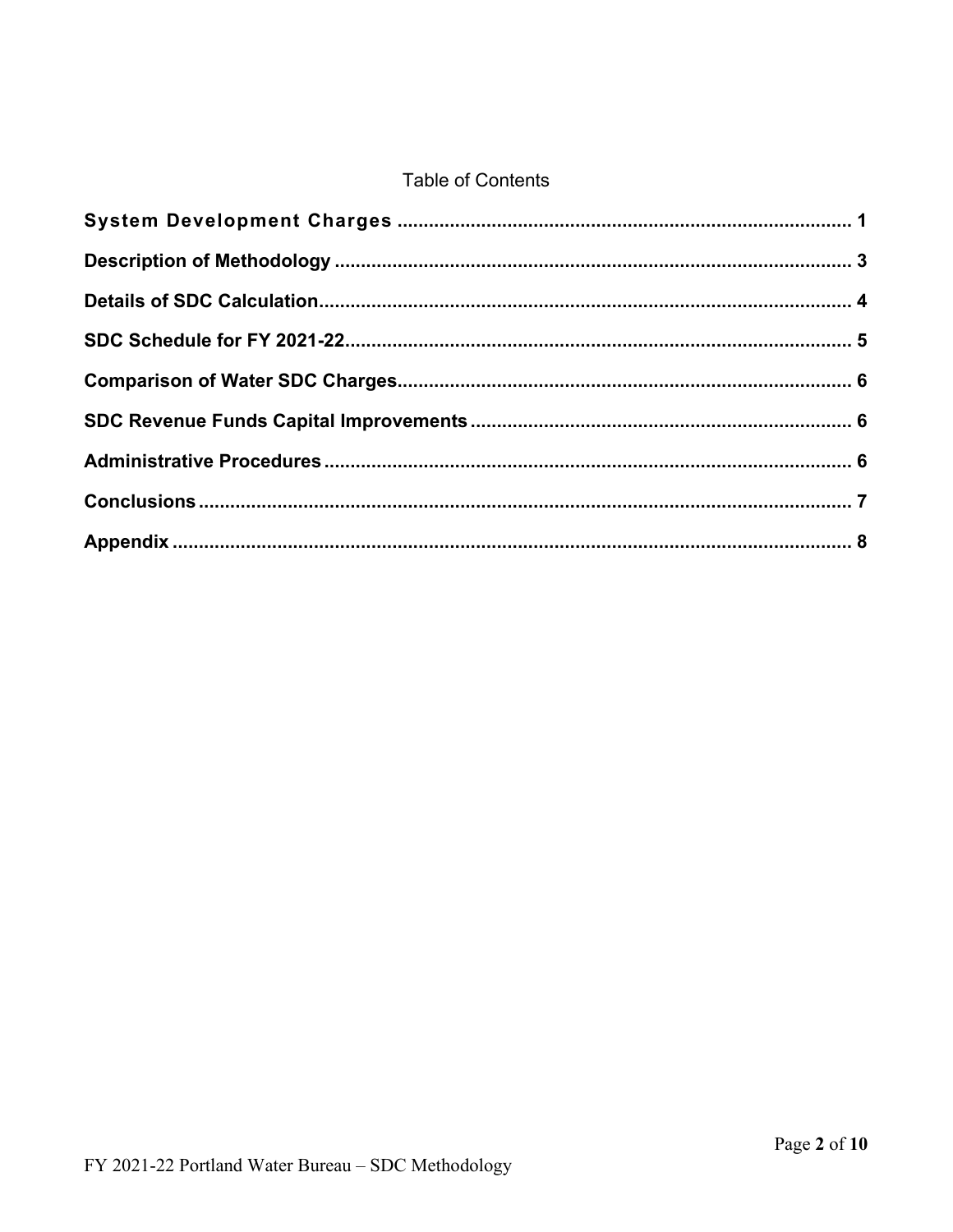Table of Contents

System Development Charges ..................................................................................... 1

Description of Methodology ................................................................................................... 3

Details of SDC Calculation..................................................................................................... 4

SDC Schedule for FY 2021-22................................................................................................ 5

Comparison of Water SDC Charges...................................................................................... 6

SDC Revenue Funds Capital Improvements ......................................................................... 6

Administrative Procedures .................................................................................................... 6

Conclusions ............................................................................................................................ 7

Appendix ................................................................................................................................. 8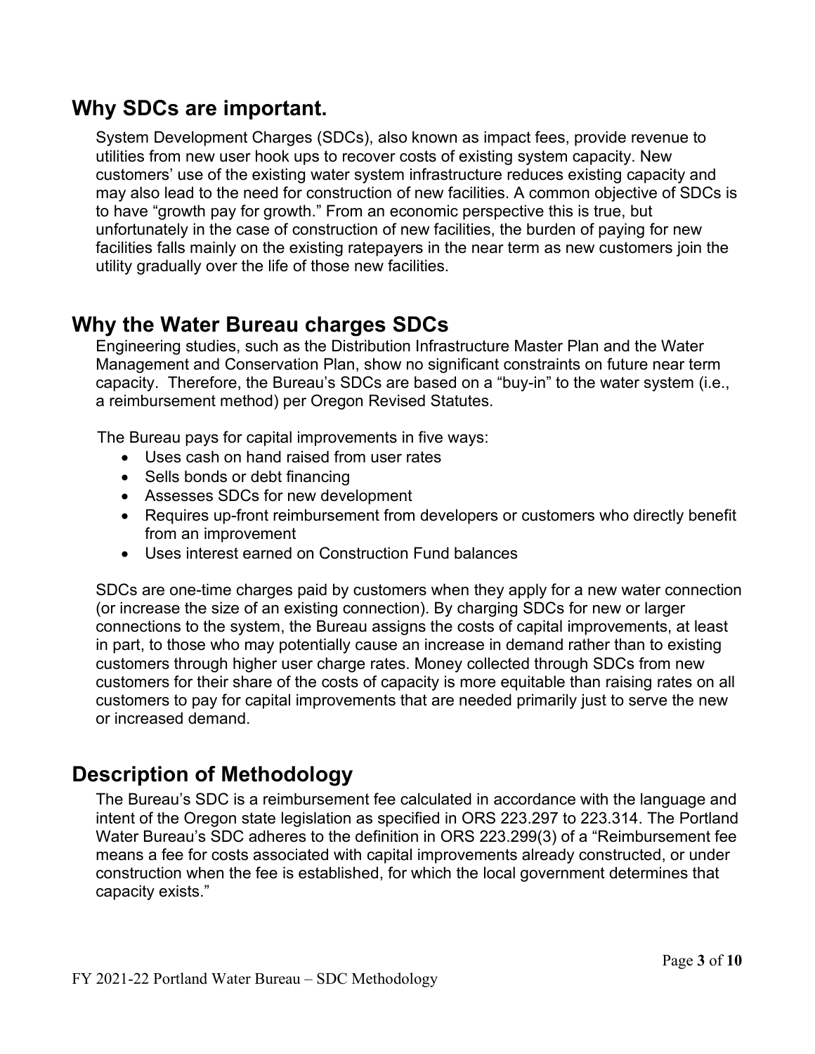## Why SDCs are important.

System Development Charges (SDCs), also known as impact fees, provide revenue to utilities from new user hook ups to recover costs of existing system capacity. New customers' use of the existing water system infrastructure reduces existing capacity and may also lead to the need for construction of new facilities. A common objective of SDCs is to have "growth pay for growth." From an economic perspective this is true, but unfortunately in the case of construction of new facilities, the burden of paying for new facilities falls mainly on the existing ratepayers in the near term as new customers join the utility gradually over the life of those new facilities.

## Why the Water Bureau charges SDCs

Engineering studies, such as the Distribution Infrastructure Master Plan and the Water Management and Conservation Plan, show no significant constraints on future near term capacity. Therefore, the Bureau's SDCs are based on a "buy-in" to the water system (i.e., a reimbursement method) per Oregon Revised Statutes.

The Bureau pays for capital improvements in five ways:

- Uses cash on hand raised from user rates
- Sells bonds or debt financing
- Assesses SDCs for new development
- Requires up-front reimbursement from developers or customers who directly benefit from an improvement
- Uses interest earned on Construction Fund balances

SDCs are one-time charges paid by customers when they apply for a new water connection (or increase the size of an existing connection). By charging SDCs for new or larger connections to the system, the Bureau assigns the costs of capital improvements, at least in part, to those who may potentially cause an increase in demand rather than to existing customers through higher user charge rates. Money collected through SDCs from new customers for their share of the costs of capacity is more equitable than raising rates on all customers to pay for capital improvements that are needed primarily just to serve the new or increased demand.

## Description of Methodology

The Bureau's SDC is a reimbursement fee calculated in accordance with the language and intent of the Oregon state legislation as specified in ORS 223.297 to 223.314. The Portland Water Bureau's SDC adheres to the definition in ORS 223.299(3) of a "Reimbursement fee means a fee for costs associated with capital improvements already constructed, or under construction when the fee is established, for which the local government determines that capacity exists."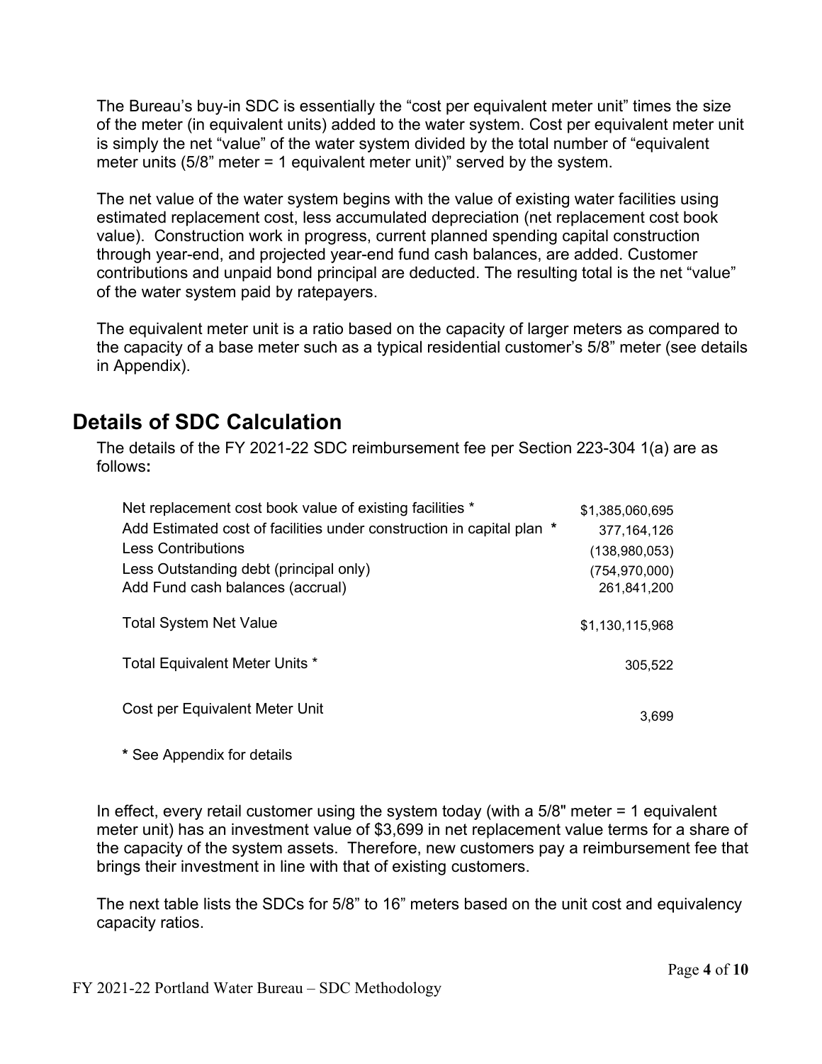The Bureau's buy-in SDC is essentially the "cost per equivalent meter unit" times the size of the meter (in equivalent units) added to the water system. Cost per equivalent meter unit is simply the net "value" of the water system divided by the total number of "equivalent meter units (5/8" meter = 1 equivalent meter unit)" served by the system.

The net value of the water system begins with the value of existing water facilities using estimated replacement cost, less accumulated depreciation (net replacement cost book value). Construction work in progress, current planned spending capital construction through year-end, and projected year-end fund cash balances, are added. Customer contributions and unpaid bond principal are deducted. The resulting total is the net "value" of the water system paid by ratepayers.

The equivalent meter unit is a ratio based on the capacity of larger meters as compared to the capacity of a base meter such as a typical residential customer's 5/8" meter (see details in Appendix).

## Details of SDC Calculation

The details of the FY 2021-22 SDC reimbursement fee per Section 223-304 1(a) are as follows**:**

| | |
|---|---|
| Net replacement cost book value of existing facilities * | $1,385,060,695 |
| Add Estimated cost of facilities under construction in capital plan **\*** | 377,164,126 |
| Less Contributions | (138,980,053) |
| Less Outstanding debt (principal only) | (754,970,000) |
| Add Fund cash balances (accrual) | 261,841,200 |
| Total System Net Value | $1,130,115,968 |
| Total Equivalent Meter Units * | 305,522 |
| Cost per Equivalent Meter Unit | 3,699 |

**\*** See Appendix for details

In effect, every retail customer using the system today (with a 5/8" meter = 1 equivalent meter unit) has an investment value of $3,699 in net replacement value terms for a share of the capacity of the system assets. Therefore, new customers pay a reimbursement fee that brings their investment in line with that of existing customers.

The next table lists the SDCs for 5/8" to 16" meters based on the unit cost and equivalency capacity ratios.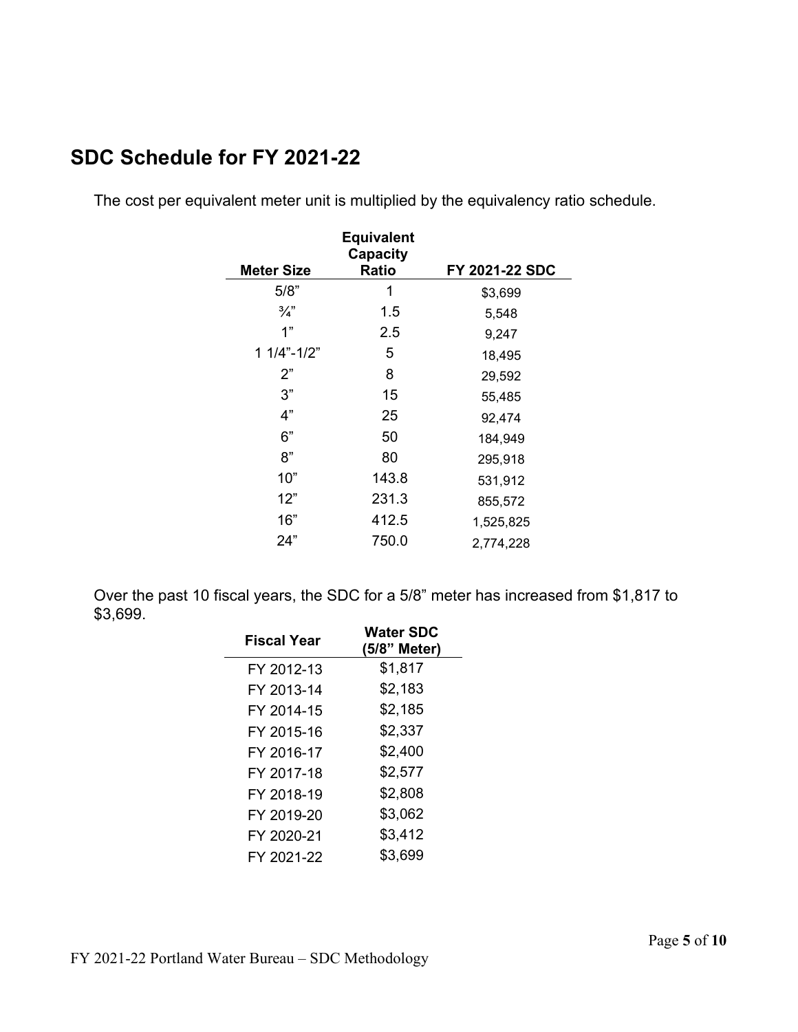## SDC Schedule for FY 2021-22

The cost per equivalent meter unit is multiplied by the equivalency ratio schedule.

| Meter Size | Equivalent Capacity Ratio | FY 2021-22 SDC |
|---|---|---|
| 5/8" | 1 | $3,699 |
| ¾" | 1.5 | 5,548 |
| 1" | 2.5 | 9,247 |
| 1 1/4"-1/2" | 5 | 18,495 |
| 2" | 8 | 29,592 |
| 3" | 15 | 55,485 |
| 4" | 25 | 92,474 |
| 6" | 50 | 184,949 |
| 8" | 80 | 295,918 |
| 10" | 143.8 | 531,912 |
| 12" | 231.3 | 855,572 |
| 16" | 412.5 | 1,525,825 |
| 24" | 750.0 | 2,774,228 |

Over the past 10 fiscal years, the SDC for a 5/8" meter has increased from $1,817 to $3,699.

| Fiscal Year | Water SDC (5/8" Meter) |
|---|---|
| FY 2012-13 | $1,817 |
| FY 2013-14 | $2,183 |
| FY 2014-15 | $2,185 |
| FY 2015-16 | $2,337 |
| FY 2016-17 | $2,400 |
| FY 2017-18 | $2,577 |
| FY 2018-19 | $2,808 |
| FY 2019-20 | $3,062 |
| FY 2020-21 | $3,412 |
| FY 2021-22 | $3,699 |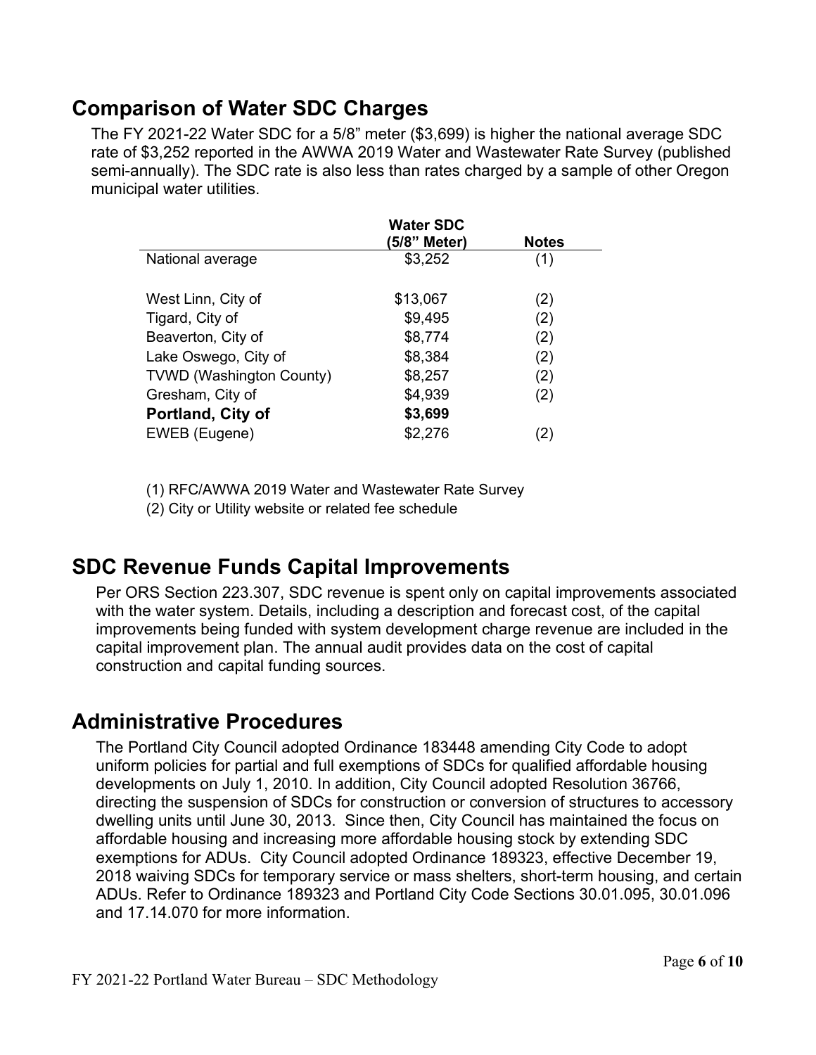## Comparison of Water SDC Charges

The FY 2021-22 Water SDC for a 5/8" meter ($3,699) is higher the national average SDC rate of $3,252 reported in the AWWA 2019 Water and Wastewater Rate Survey (published semi-annually). The SDC rate is also less than rates charged by a sample of other Oregon municipal water utilities.

| | Water SDC (5/8" Meter) | Notes |
|---|---|---|
| National average | $3,252 | (1) |
| | | |
| West Linn, City of | $13,067 | (2) |
| Tigard, City of | $9,495 | (2) |
| Beaverton, City of | $8,774 | (2) |
| Lake Oswego, City of | $8,384 | (2) |
| TVWD (Washington County) | $8,257 | (2) |
| Gresham, City of | $4,939 | (2) |
| **Portland, City of** | **$3,699** | |
| EWEB (Eugene) | $2,276 | (2) |

(1) RFC/AWWA 2019 Water and Wastewater Rate Survey
(2) City or Utility website or related fee schedule

## SDC Revenue Funds Capital Improvements

Per ORS Section 223.307, SDC revenue is spent only on capital improvements associated with the water system. Details, including a description and forecast cost, of the capital improvements being funded with system development charge revenue are included in the capital improvement plan. The annual audit provides data on the cost of capital construction and capital funding sources.

## Administrative Procedures

The Portland City Council adopted Ordinance 183448 amending City Code to adopt uniform policies for partial and full exemptions of SDCs for qualified affordable housing developments on July 1, 2010. In addition, City Council adopted Resolution 36766, directing the suspension of SDCs for construction or conversion of structures to accessory dwelling units until June 30, 2013. Since then, City Council has maintained the focus on affordable housing and increasing more affordable housing stock by extending SDC exemptions for ADUs. City Council adopted Ordinance 189323, effective December 19, 2018 waiving SDCs for temporary service or mass shelters, short-term housing, and certain ADUs. Refer to Ordinance 189323 and Portland City Code Sections 30.01.095, 30.01.096 and 17.14.070 for more information.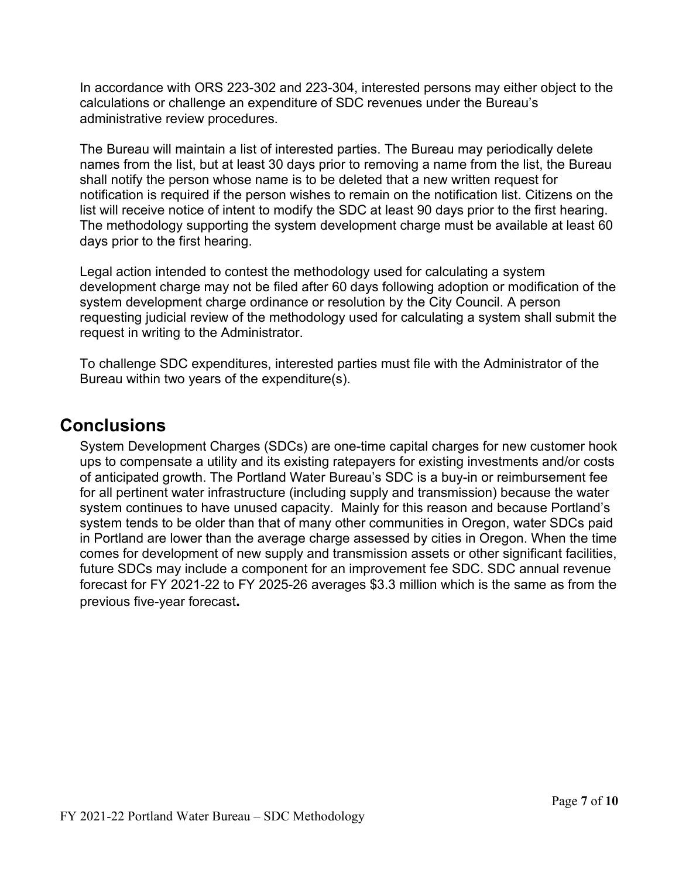In accordance with ORS 223-302 and 223-304, interested persons may either object to the calculations or challenge an expenditure of SDC revenues under the Bureau's administrative review procedures.

The Bureau will maintain a list of interested parties. The Bureau may periodically delete names from the list, but at least 30 days prior to removing a name from the list, the Bureau shall notify the person whose name is to be deleted that a new written request for notification is required if the person wishes to remain on the notification list. Citizens on the list will receive notice of intent to modify the SDC at least 90 days prior to the first hearing. The methodology supporting the system development charge must be available at least 60 days prior to the first hearing.

Legal action intended to contest the methodology used for calculating a system development charge may not be filed after 60 days following adoption or modification of the system development charge ordinance or resolution by the City Council. A person requesting judicial review of the methodology used for calculating a system shall submit the request in writing to the Administrator.

To challenge SDC expenditures, interested parties must file with the Administrator of the Bureau within two years of the expenditure(s).

## Conclusions

System Development Charges (SDCs) are one-time capital charges for new customer hook ups to compensate a utility and its existing ratepayers for existing investments and/or costs of anticipated growth. The Portland Water Bureau's SDC is a buy-in or reimbursement fee for all pertinent water infrastructure (including supply and transmission) because the water system continues to have unused capacity. Mainly for this reason and because Portland's system tends to be older than that of many other communities in Oregon, water SDCs paid in Portland are lower than the average charge assessed by cities in Oregon. When the time comes for development of new supply and transmission assets or other significant facilities, future SDCs may include a component for an improvement fee SDC. SDC annual revenue forecast for FY 2021-22 to FY 2025-26 averages $3.3 million which is the same as from the previous five-year forecast.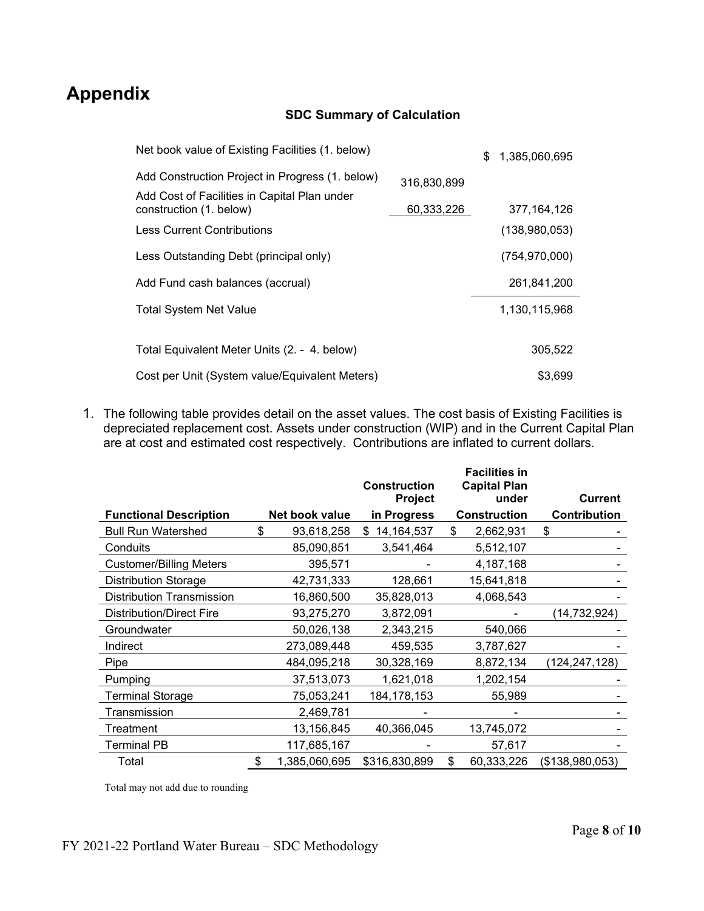# Appendix

### SDC Summary of Calculation

| | | |
|---|---|---|
| Net book value of Existing Facilities (1. below) | | $ 1,385,060,695 |
| Add Construction Project in Progress (1. below) | 316,830,899 | |
| Add Cost of Facilities in Capital Plan under construction (1. below) | 60,333,226 | 377,164,126 |
| Less Current Contributions | | (138,980,053) |
| Less Outstanding Debt (principal only) | | (754,970,000) |
| Add Fund cash balances (accrual) | | 261,841,200 |
| Total System Net Value | | 1,130,115,968 |
| Total Equivalent Meter Units (2. - 4. below) | | 305,522 |
| Cost per Unit (System value/Equivalent Meters) | | $3,699 |

1. The following table provides detail on the asset values. The cost basis of Existing Facilities is depreciated replacement cost. Assets under construction (WIP) and in the Current Capital Plan are at cost and estimated cost respectively. Contributions are inflated to current dollars.

| Functional Description | Net book value | Construction Project in Progress | Facilities in Capital Plan under Construction | Current Contribution |
|---|---|---|---|---|
| Bull Run Watershed | $ 93,618,258 | $ 14,164,537 | $ 2,662,931 | $ - |
| Conduits | 85,090,851 | 3,541,464 | 5,512,107 | - |
| Customer/Billing Meters | 395,571 | - | 4,187,168 | - |
| Distribution Storage | 42,731,333 | 128,661 | 15,641,818 | - |
| Distribution Transmission | 16,860,500 | 35,828,013 | 4,068,543 | - |
| Distribution/Direct Fire | 93,275,270 | 3,872,091 | - | (14,732,924) |
| Groundwater | 50,026,138 | 2,343,215 | 540,066 | - |
| Indirect | 273,089,448 | 459,535 | 3,787,627 | - |
| Pipe | 484,095,218 | 30,328,169 | 8,872,134 | (124,247,128) |
| Pumping | 37,513,073 | 1,621,018 | 1,202,154 | - |
| Terminal Storage | 75,053,241 | 184,178,153 | 55,989 | - |
| Transmission | 2,469,781 | - | - | - |
| Treatment | 13,156,845 | 40,366,045 | 13,745,072 | - |
| Terminal PB | 117,685,167 | - | 57,617 | - |
| Total | $ 1,385,060,695 | $316,830,899 | $ 60,333,226 | ($138,980,053) |

Total may not add due to rounding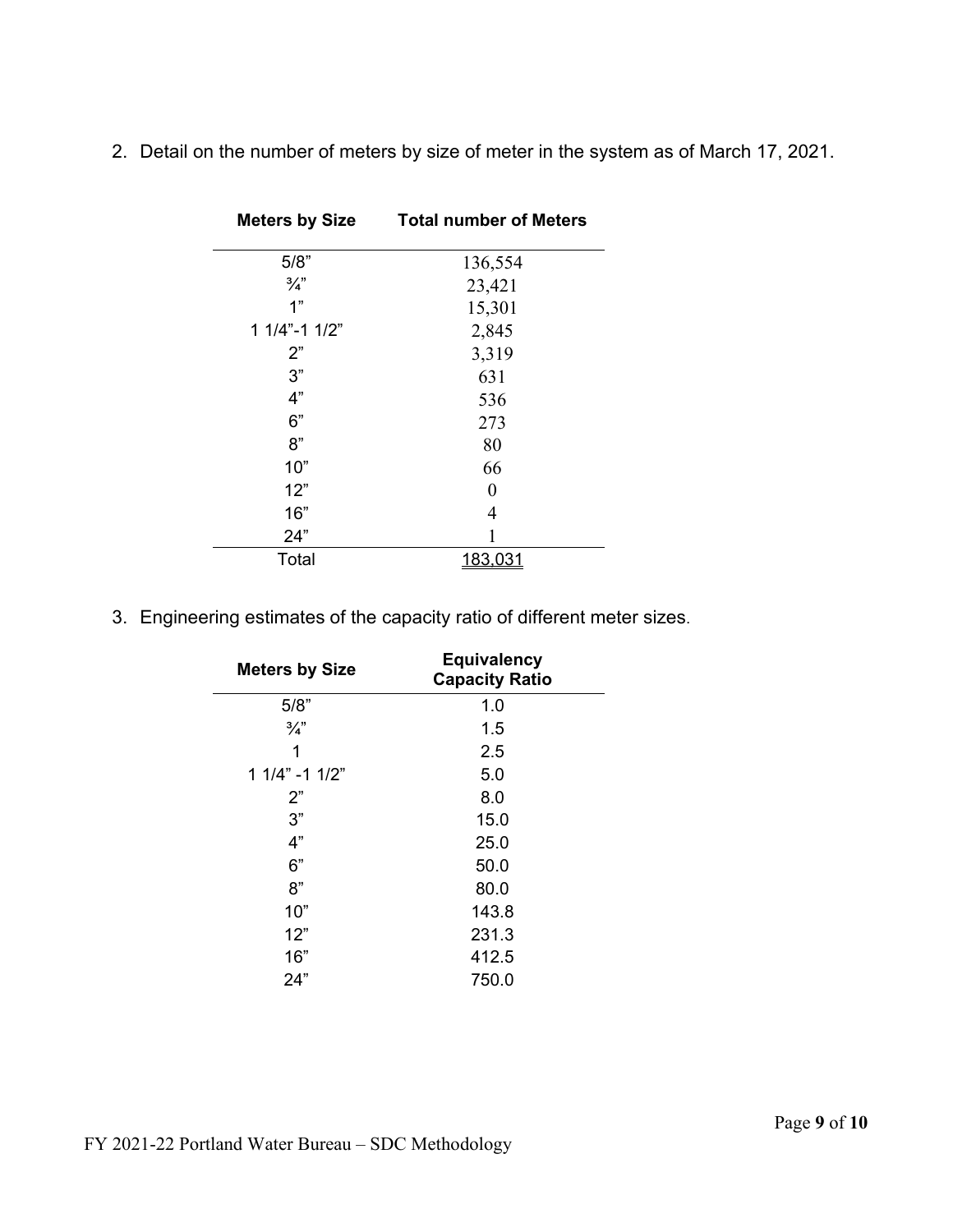2. Detail on the number of meters by size of meter in the system as of March 17, 2021.

| Meters by Size | Total number of Meters |
|---|---|
| 5/8" | 136,554 |
| ¾" | 23,421 |
| 1" | 15,301 |
| 1 1/4"-1 1/2" | 2,845 |
| 2" | 3,319 |
| 3" | 631 |
| 4" | 536 |
| 6" | 273 |
| 8" | 80 |
| 10" | 66 |
| 12" | 0 |
| 16" | 4 |
| 24" | 1 |
| Total | 183,031 |

3. Engineering estimates of the capacity ratio of different meter sizes.

| Meters by Size | Equivalency Capacity Ratio |
|---|---|
| 5/8" | 1.0 |
| ¾" | 1.5 |
| 1 | 2.5 |
| 1 1/4" -1 1/2" | 5.0 |
| 2" | 8.0 |
| 3" | 15.0 |
| 4" | 25.0 |
| 6" | 50.0 |
| 8" | 80.0 |
| 10" | 143.8 |
| 12" | 231.3 |
| 16" | 412.5 |
| 24" | 750.0 |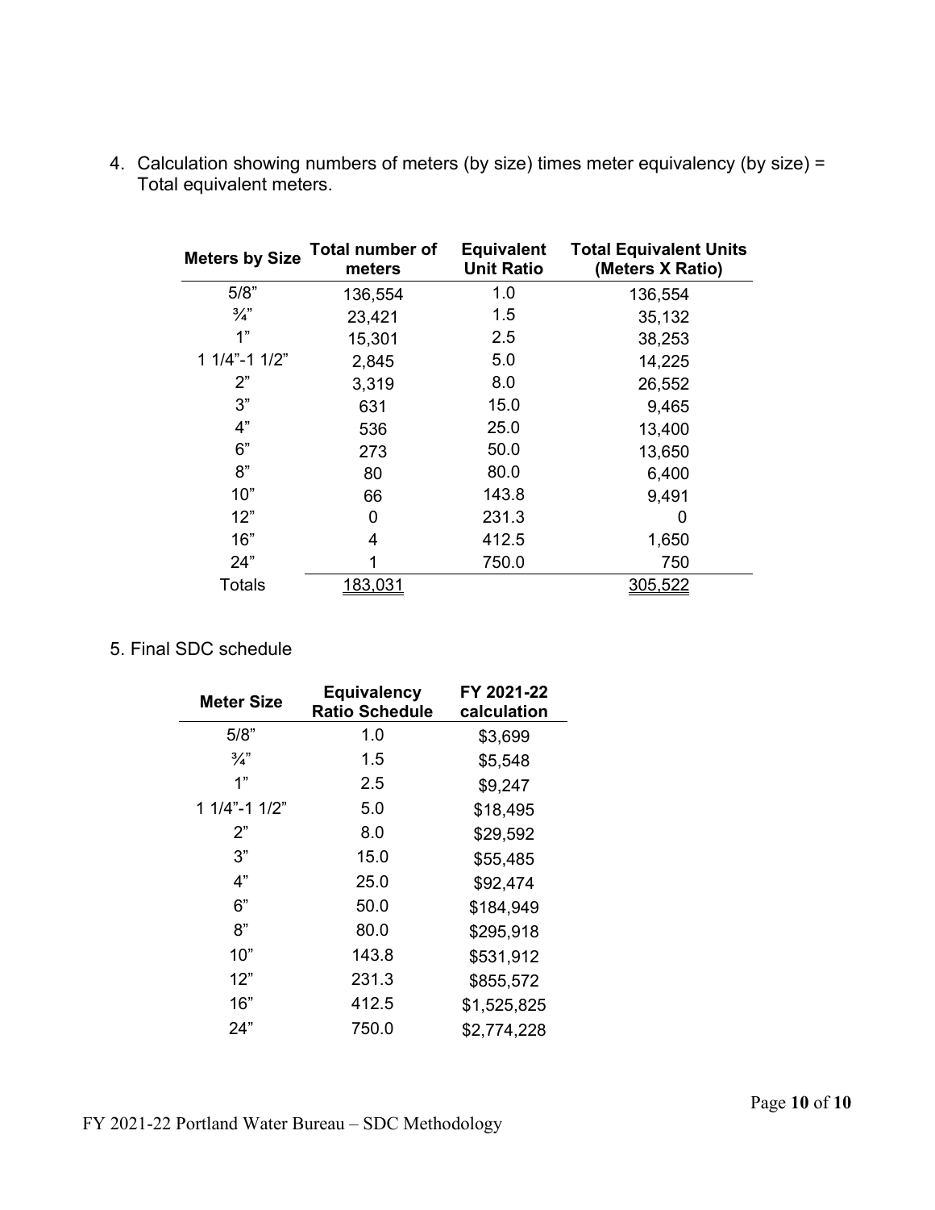4. Calculation showing numbers of meters (by size) times meter equivalency (by size) = Total equivalent meters.

| Meters by Size | Total number of meters | Equivalent Unit Ratio | Total Equivalent Units (Meters X Ratio) |
|---|---|---|---|
| 5/8" | 136,554 | 1.0 | 136,554 |
| ¾" | 23,421 | 1.5 | 35,132 |
| 1" | 15,301 | 2.5 | 38,253 |
| 1 1/4"-1 1/2" | 2,845 | 5.0 | 14,225 |
| 2" | 3,319 | 8.0 | 26,552 |
| 3" | 631 | 15.0 | 9,465 |
| 4" | 536 | 25.0 | 13,400 |
| 6" | 273 | 50.0 | 13,650 |
| 8" | 80 | 80.0 | 6,400 |
| 10" | 66 | 143.8 | 9,491 |
| 12" | 0 | 231.3 | 0 |
| 16" | 4 | 412.5 | 1,650 |
| 24" | 1 | 750.0 | 750 |
| Totals | 183,031 | | 305,522 |

5. Final SDC schedule

| Meter Size | Equivalency Ratio Schedule | FY 2021-22 calculation |
|---|---|---|
| 5/8" | 1.0 | $3,699 |
| ¾" | 1.5 | $5,548 |
| 1" | 2.5 | $9,247 |
| 1 1/4"-1 1/2" | 5.0 | $18,495 |
| 2" | 8.0 | $29,592 |
| 3" | 15.0 | $55,485 |
| 4" | 25.0 | $92,474 |
| 6" | 50.0 | $184,949 |
| 8" | 80.0 | $295,918 |
| 10" | 143.8 | $531,912 |
| 12" | 231.3 | $855,572 |
| 16" | 412.5 | $1,525,825 |
| 24" | 750.0 | $2,774,228 |